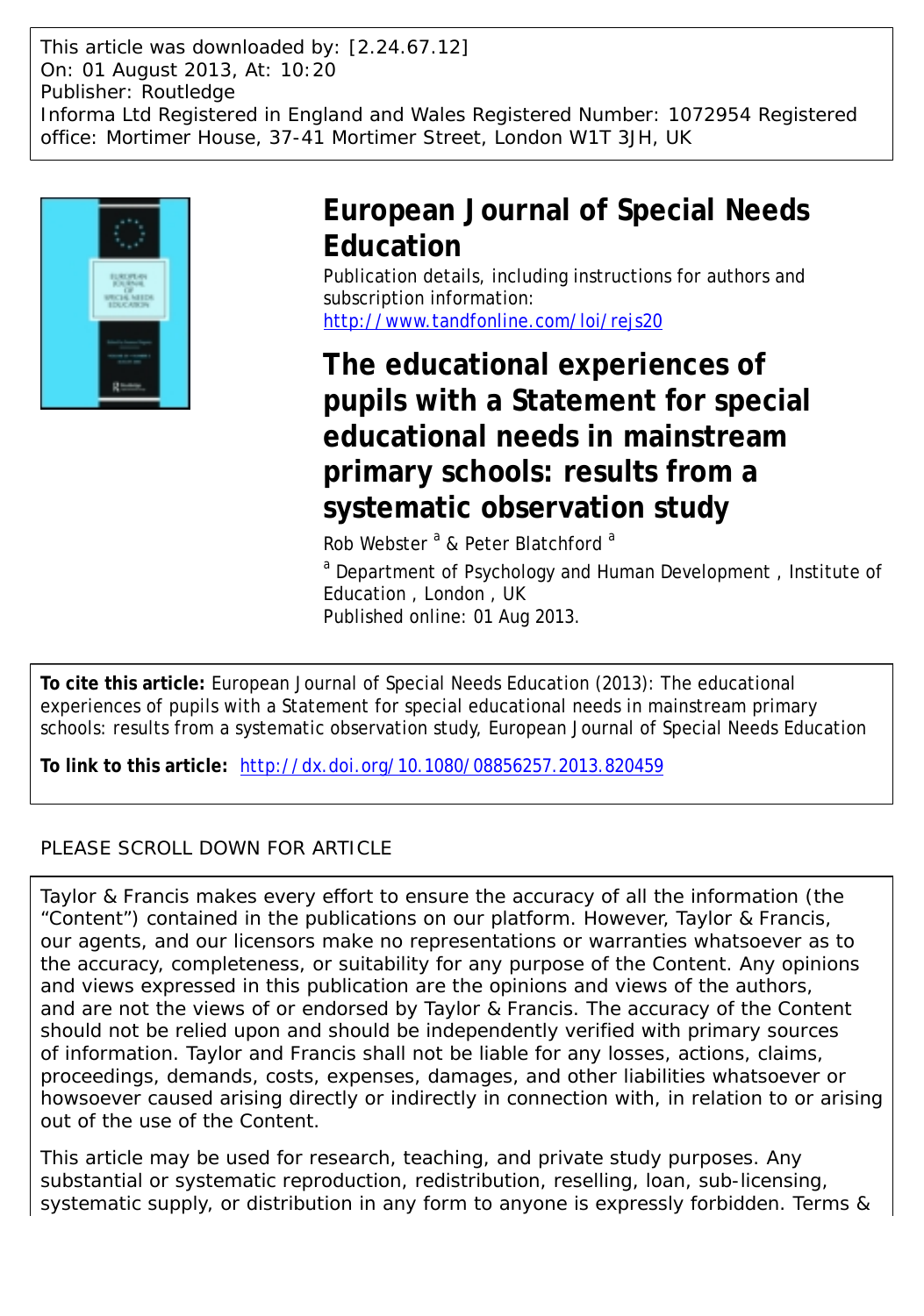This article was downloaded by: [2.24.67.12]
On: 01 August 2013, At: 10:20
Publisher: Routledge
Informa Ltd Registered in England and Wales Registered Number: 1072954 Registered office: Mortimer House, 37-41 Mortimer Street, London W1T 3JH, UK

# European Journal of Special Needs Education

Publication details, including instructions for authors and subscription information:
http://www.tandfonline.com/loi/rejs20

# The educational experiences of pupils with a Statement for special educational needs in mainstream primary schools: results from a systematic observation study

Rob Webster [a] & Peter Blatchford [a]

[a] Department of Psychology and Human Development , Institute of Education , London , UK

Published online: 01 Aug 2013.

**To cite this article:** European Journal of Special Needs Education (2013): The educational experiences of pupils with a Statement for special educational needs in mainstream primary schools: results from a systematic observation study, European Journal of Special Needs Education

**To link to this article:** http://dx.doi.org/10.1080/08856257.2013.820459

PLEASE SCROLL DOWN FOR ARTICLE

Taylor & Francis makes every effort to ensure the accuracy of all the information (the "Content") contained in the publications on our platform. However, Taylor & Francis, our agents, and our licensors make no representations or warranties whatsoever as to the accuracy, completeness, or suitability for any purpose of the Content. Any opinions and views expressed in this publication are the opinions and views of the authors, and are not the views of or endorsed by Taylor & Francis. The accuracy of the Content should not be relied upon and should be independently verified with primary sources of information. Taylor and Francis shall not be liable for any losses, actions, claims, proceedings, demands, costs, expenses, damages, and other liabilities whatsoever or howsoever caused arising directly or indirectly in connection with, in relation to or arising out of the use of the Content.

This article may be used for research, teaching, and private study purposes. Any substantial or systematic reproduction, redistribution, reselling, loan, sub-licensing, systematic supply, or distribution in any form to anyone is expressly forbidden. Terms &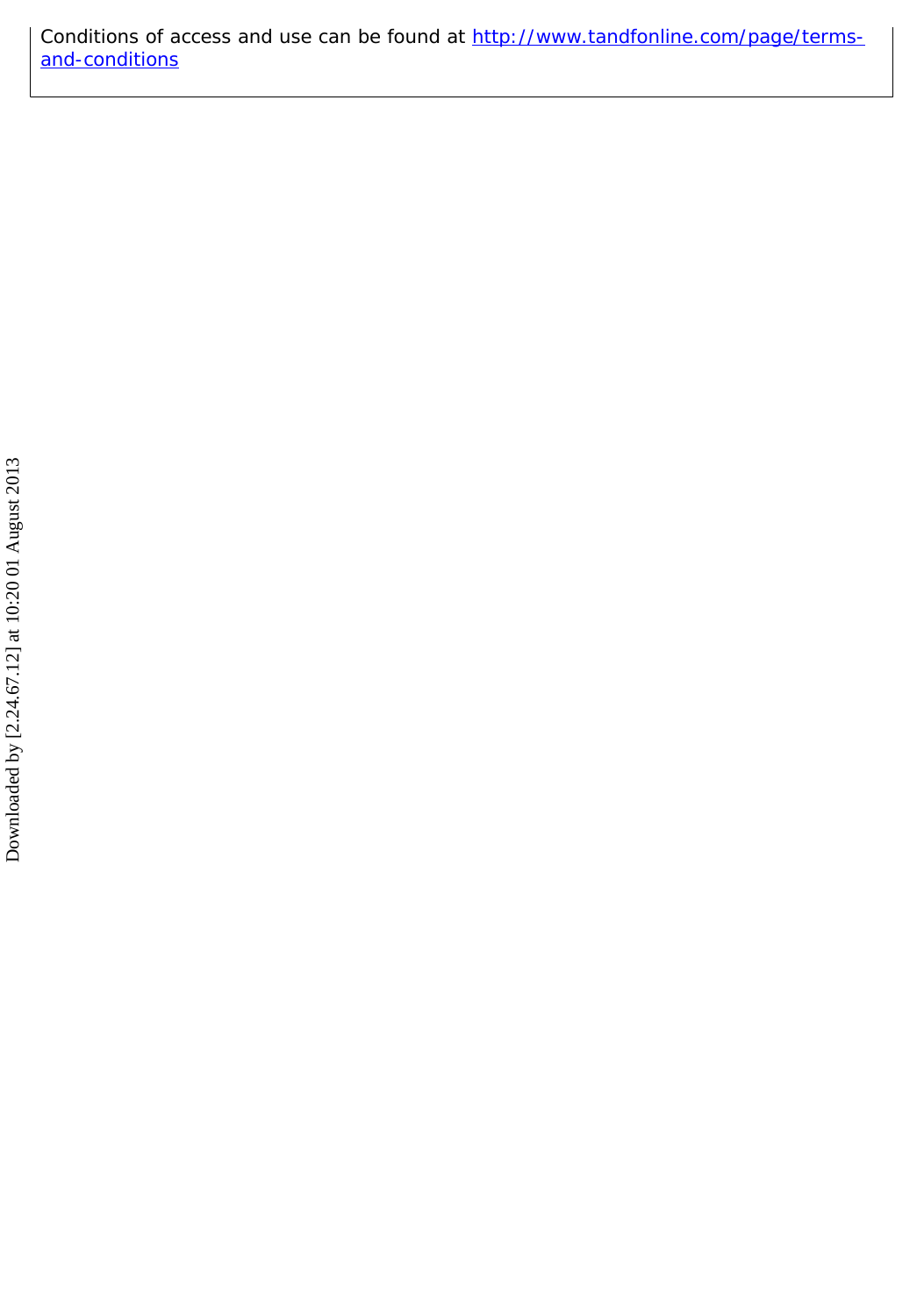Conditions of access and use can be found at [http://www.tandfonline.com/page/terms-and-conditions](http://www.tandfonline.com/page/terms-and-conditions)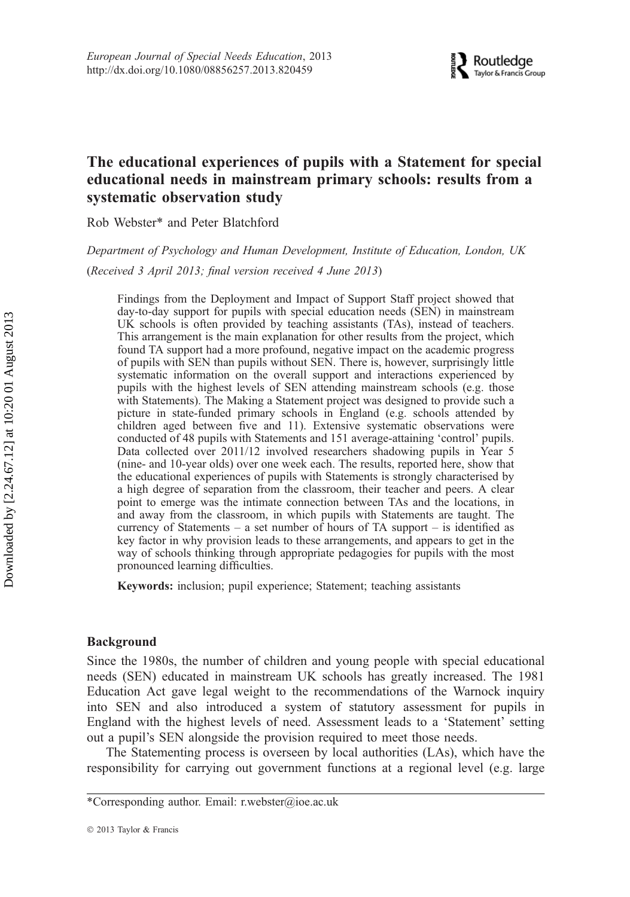# The educational experiences of pupils with a Statement for special educational needs in mainstream primary schools: results from a systematic observation study

Rob Webster* and Peter Blatchford

*Department of Psychology and Human Development, Institute of Education, London, UK*

(*Received 3 April 2013; final version received 4 June 2013*)

Findings from the Deployment and Impact of Support Staff project showed that day-to-day support for pupils with special education needs (SEN) in mainstream UK schools is often provided by teaching assistants (TAs), instead of teachers. This arrangement is the main explanation for other results from the project, which found TA support had a more profound, negative impact on the academic progress of pupils with SEN than pupils without SEN. There is, however, surprisingly little systematic information on the overall support and interactions experienced by pupils with the highest levels of SEN attending mainstream schools (e.g. those with Statements). The Making a Statement project was designed to provide such a picture in state-funded primary schools in England (e.g. schools attended by children aged between five and 11). Extensive systematic observations were conducted of 48 pupils with Statements and 151 average-attaining 'control' pupils. Data collected over 2011/12 involved researchers shadowing pupils in Year 5 (nine- and 10-year olds) over one week each. The results, reported here, show that the educational experiences of pupils with Statements is strongly characterised by a high degree of separation from the classroom, their teacher and peers. A clear point to emerge was the intimate connection between TAs and the locations, in and away from the classroom, in which pupils with Statements are taught. The currency of Statements – a set number of hours of TA support – is identified as key factor in why provision leads to these arrangements, and appears to get in the way of schools thinking through appropriate pedagogies for pupils with the most pronounced learning difficulties.

**Keywords:** inclusion; pupil experience; Statement; teaching assistants

## Background

Since the 1980s, the number of children and young people with special educational needs (SEN) educated in mainstream UK schools has greatly increased. The 1981 Education Act gave legal weight to the recommendations of the Warnock inquiry into SEN and also introduced a system of statutory assessment for pupils in England with the highest levels of need. Assessment leads to a 'Statement' setting out a pupil's SEN alongside the provision required to meet those needs.

The Statementing process is overseen by local authorities (LAs), which have the responsibility for carrying out government functions at a regional level (e.g. large

*Corresponding author. Email: r.webster@ioe.ac.uk

© 2013 Taylor & Francis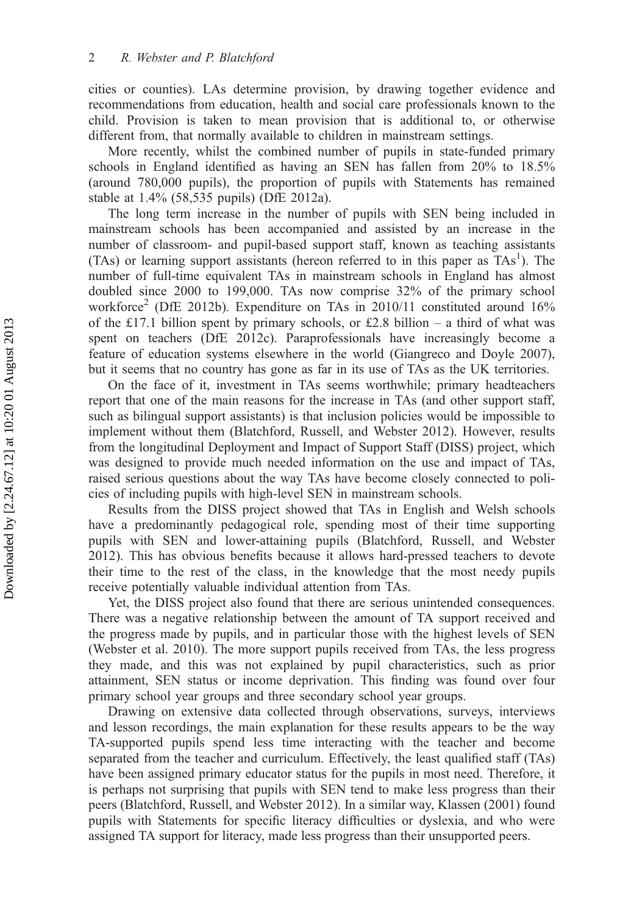cities or counties). LAs determine provision, by drawing together evidence and recommendations from education, health and social care professionals known to the child. Provision is taken to mean provision that is additional to, or otherwise different from, that normally available to children in mainstream settings.

More recently, whilst the combined number of pupils in state-funded primary schools in England identified as having an SEN has fallen from 20% to 18.5% (around 780,000 pupils), the proportion of pupils with Statements has remained stable at 1.4% (58,535 pupils) (DfE 2012a).

The long term increase in the number of pupils with SEN being included in mainstream schools has been accompanied and assisted by an increase in the number of classroom- and pupil-based support staff, known as teaching assistants (TAs) or learning support assistants (hereon referred to in this paper as TAs[1]). The number of full-time equivalent TAs in mainstream schools in England has almost doubled since 2000 to 199,000. TAs now comprise 32% of the primary school workforce[2] (DfE 2012b). Expenditure on TAs in 2010/11 constituted around 16% of the £17.1 billion spent by primary schools, or £2.8 billion – a third of what was spent on teachers (DfE 2012c). Paraprofessionals have increasingly become a feature of education systems elsewhere in the world (Giangreco and Doyle 2007), but it seems that no country has gone as far in its use of TAs as the UK territories.

On the face of it, investment in TAs seems worthwhile; primary headteachers report that one of the main reasons for the increase in TAs (and other support staff, such as bilingual support assistants) is that inclusion policies would be impossible to implement without them (Blatchford, Russell, and Webster 2012). However, results from the longitudinal Deployment and Impact of Support Staff (DISS) project, which was designed to provide much needed information on the use and impact of TAs, raised serious questions about the way TAs have become closely connected to policies of including pupils with high-level SEN in mainstream schools.

Results from the DISS project showed that TAs in English and Welsh schools have a predominantly pedagogical role, spending most of their time supporting pupils with SEN and lower-attaining pupils (Blatchford, Russell, and Webster 2012). This has obvious benefits because it allows hard-pressed teachers to devote their time to the rest of the class, in the knowledge that the most needy pupils receive potentially valuable individual attention from TAs.

Yet, the DISS project also found that there are serious unintended consequences. There was a negative relationship between the amount of TA support received and the progress made by pupils, and in particular those with the highest levels of SEN (Webster et al. 2010). The more support pupils received from TAs, the less progress they made, and this was not explained by pupil characteristics, such as prior attainment, SEN status or income deprivation. This finding was found over four primary school year groups and three secondary school year groups.

Drawing on extensive data collected through observations, surveys, interviews and lesson recordings, the main explanation for these results appears to be the way TA-supported pupils spend less time interacting with the teacher and become separated from the teacher and curriculum. Effectively, the least qualified staff (TAs) have been assigned primary educator status for the pupils in most need. Therefore, it is perhaps not surprising that pupils with SEN tend to make less progress than their peers (Blatchford, Russell, and Webster 2012). In a similar way, Klassen (2001) found pupils with Statements for specific literacy difficulties or dyslexia, and who were assigned TA support for literacy, made less progress than their unsupported peers.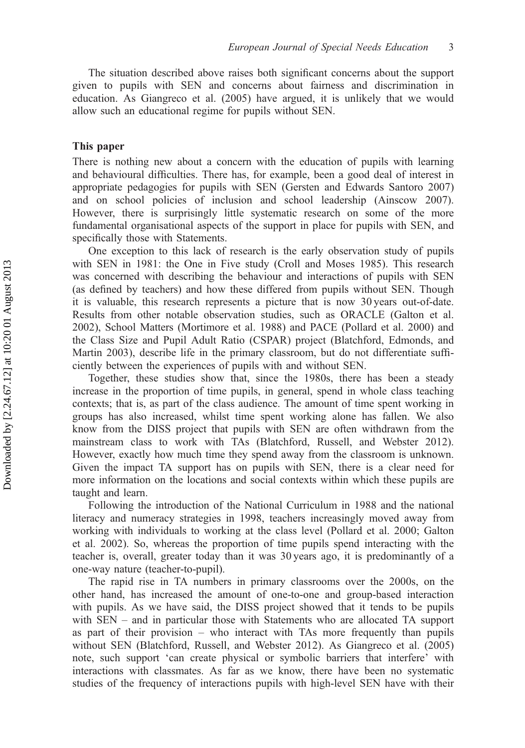The situation described above raises both significant concerns about the support given to pupils with SEN and concerns about fairness and discrimination in education. As Giangreco et al. (2005) have argued, it is unlikely that we would allow such an educational regime for pupils without SEN.

## This paper

There is nothing new about a concern with the education of pupils with learning and behavioural difficulties. There has, for example, been a good deal of interest in appropriate pedagogies for pupils with SEN (Gersten and Edwards Santoro 2007) and on school policies of inclusion and school leadership (Ainscow 2007). However, there is surprisingly little systematic research on some of the more fundamental organisational aspects of the support in place for pupils with SEN, and specifically those with Statements.

One exception to this lack of research is the early observation study of pupils with SEN in 1981: the One in Five study (Croll and Moses 1985). This research was concerned with describing the behaviour and interactions of pupils with SEN (as defined by teachers) and how these differed from pupils without SEN. Though it is valuable, this research represents a picture that is now 30 years out-of-date. Results from other notable observation studies, such as ORACLE (Galton et al. 2002), School Matters (Mortimore et al. 1988) and PACE (Pollard et al. 2000) and the Class Size and Pupil Adult Ratio (CSPAR) project (Blatchford, Edmonds, and Martin 2003), describe life in the primary classroom, but do not differentiate sufficiently between the experiences of pupils with and without SEN.

Together, these studies show that, since the 1980s, there has been a steady increase in the proportion of time pupils, in general, spend in whole class teaching contexts; that is, as part of the class audience. The amount of time spent working in groups has also increased, whilst time spent working alone has fallen. We also know from the DISS project that pupils with SEN are often withdrawn from the mainstream class to work with TAs (Blatchford, Russell, and Webster 2012). However, exactly how much time they spend away from the classroom is unknown. Given the impact TA support has on pupils with SEN, there is a clear need for more information on the locations and social contexts within which these pupils are taught and learn.

Following the introduction of the National Curriculum in 1988 and the national literacy and numeracy strategies in 1998, teachers increasingly moved away from working with individuals to working at the class level (Pollard et al. 2000; Galton et al. 2002). So, whereas the proportion of time pupils spend interacting with the teacher is, overall, greater today than it was 30 years ago, it is predominantly of a one-way nature (teacher-to-pupil).

The rapid rise in TA numbers in primary classrooms over the 2000s, on the other hand, has increased the amount of one-to-one and group-based interaction with pupils. As we have said, the DISS project showed that it tends to be pupils with SEN – and in particular those with Statements who are allocated TA support as part of their provision – who interact with TAs more frequently than pupils without SEN (Blatchford, Russell, and Webster 2012). As Giangreco et al. (2005) note, such support 'can create physical or symbolic barriers that interfere' with interactions with classmates. As far as we know, there have been no systematic studies of the frequency of interactions pupils with high-level SEN have with their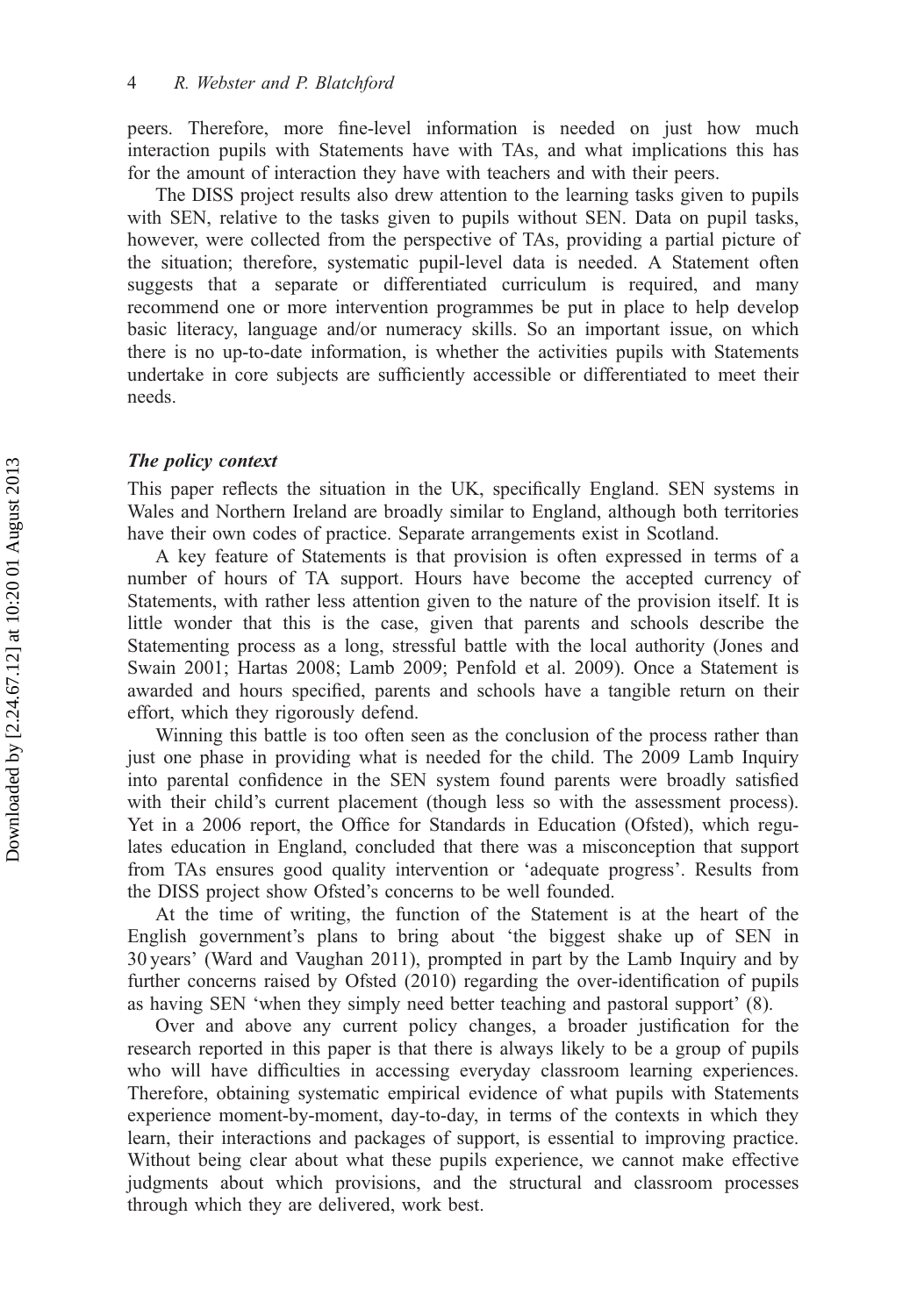peers. Therefore, more fine-level information is needed on just how much interaction pupils with Statements have with TAs, and what implications this has for the amount of interaction they have with teachers and with their peers.

The DISS project results also drew attention to the learning tasks given to pupils with SEN, relative to the tasks given to pupils without SEN. Data on pupil tasks, however, were collected from the perspective of TAs, providing a partial picture of the situation; therefore, systematic pupil-level data is needed. A Statement often suggests that a separate or differentiated curriculum is required, and many recommend one or more intervention programmes be put in place to help develop basic literacy, language and/or numeracy skills. So an important issue, on which there is no up-to-date information, is whether the activities pupils with Statements undertake in core subjects are sufficiently accessible or differentiated to meet their needs.

### *The policy context*

This paper reflects the situation in the UK, specifically England. SEN systems in Wales and Northern Ireland are broadly similar to England, although both territories have their own codes of practice. Separate arrangements exist in Scotland.

A key feature of Statements is that provision is often expressed in terms of a number of hours of TA support. Hours have become the accepted currency of Statements, with rather less attention given to the nature of the provision itself. It is little wonder that this is the case, given that parents and schools describe the Statementing process as a long, stressful battle with the local authority (Jones and Swain 2001; Hartas 2008; Lamb 2009; Penfold et al. 2009). Once a Statement is awarded and hours specified, parents and schools have a tangible return on their effort, which they rigorously defend.

Winning this battle is too often seen as the conclusion of the process rather than just one phase in providing what is needed for the child. The 2009 Lamb Inquiry into parental confidence in the SEN system found parents were broadly satisfied with their child's current placement (though less so with the assessment process). Yet in a 2006 report, the Office for Standards in Education (Ofsted), which regulates education in England, concluded that there was a misconception that support from TAs ensures good quality intervention or 'adequate progress'. Results from the DISS project show Ofsted's concerns to be well founded.

At the time of writing, the function of the Statement is at the heart of the English government's plans to bring about 'the biggest shake up of SEN in 30 years' (Ward and Vaughan 2011), prompted in part by the Lamb Inquiry and by further concerns raised by Ofsted (2010) regarding the over-identification of pupils as having SEN 'when they simply need better teaching and pastoral support' (8).

Over and above any current policy changes, a broader justification for the research reported in this paper is that there is always likely to be a group of pupils who will have difficulties in accessing everyday classroom learning experiences. Therefore, obtaining systematic empirical evidence of what pupils with Statements experience moment-by-moment, day-to-day, in terms of the contexts in which they learn, their interactions and packages of support, is essential to improving practice. Without being clear about what these pupils experience, we cannot make effective judgments about which provisions, and the structural and classroom processes through which they are delivered, work best.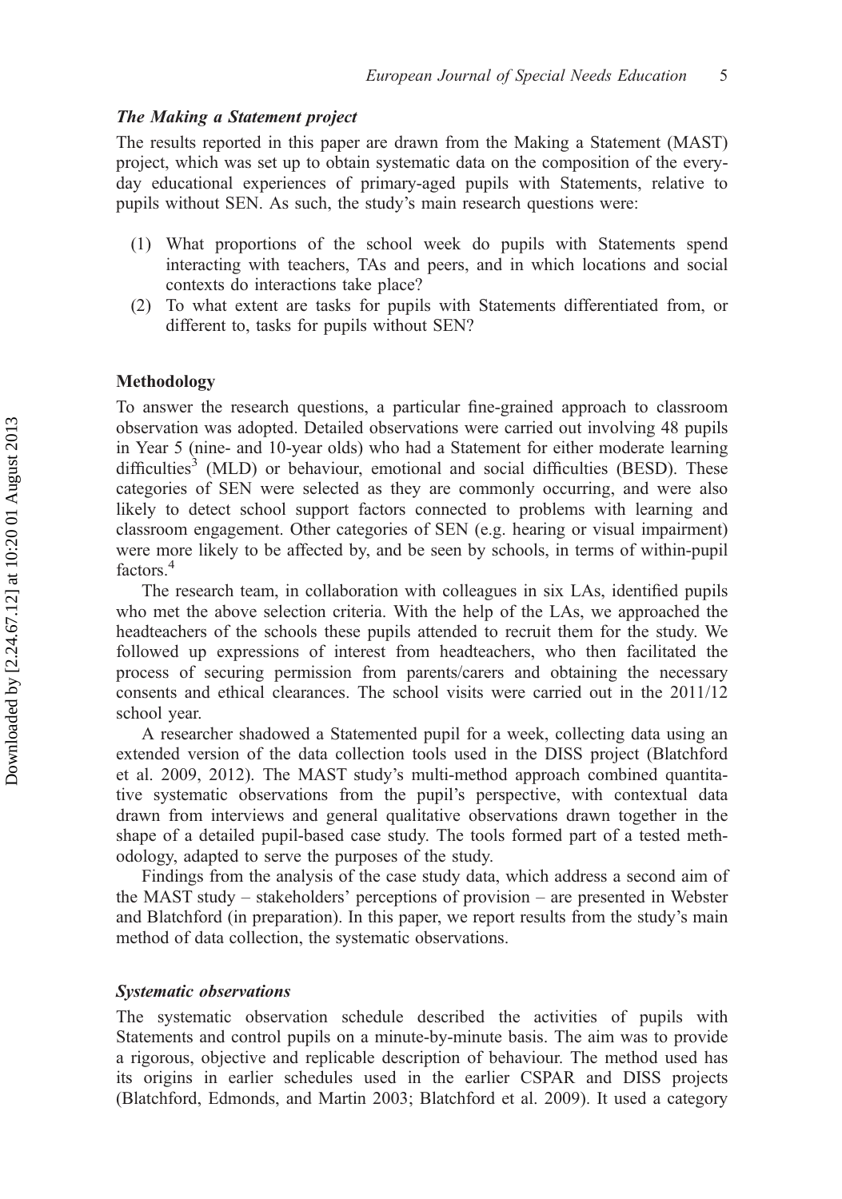### *The Making a Statement project*

The results reported in this paper are drawn from the Making a Statement (MAST) project, which was set up to obtain systematic data on the composition of the everyday educational experiences of primary-aged pupils with Statements, relative to pupils without SEN. As such, the study's main research questions were:

(1) What proportions of the school week do pupils with Statements spend interacting with teachers, TAs and peers, and in which locations and social contexts do interactions take place?
(2) To what extent are tasks for pupils with Statements differentiated from, or different to, tasks for pupils without SEN?

## Methodology

To answer the research questions, a particular fine-grained approach to classroom observation was adopted. Detailed observations were carried out involving 48 pupils in Year 5 (nine- and 10-year olds) who had a Statement for either moderate learning difficulties[3] (MLD) or behaviour, emotional and social difficulties (BESD). These categories of SEN were selected as they are commonly occurring, and were also likely to detect school support factors connected to problems with learning and classroom engagement. Other categories of SEN (e.g. hearing or visual impairment) were more likely to be affected by, and be seen by schools, in terms of within-pupil factors.[4]

The research team, in collaboration with colleagues in six LAs, identified pupils who met the above selection criteria. With the help of the LAs, we approached the headteachers of the schools these pupils attended to recruit them for the study. We followed up expressions of interest from headteachers, who then facilitated the process of securing permission from parents/carers and obtaining the necessary consents and ethical clearances. The school visits were carried out in the 2011/12 school year.

A researcher shadowed a Statemented pupil for a week, collecting data using an extended version of the data collection tools used in the DISS project (Blatchford et al. 2009, 2012). The MAST study's multi-method approach combined quantitative systematic observations from the pupil's perspective, with contextual data drawn from interviews and general qualitative observations drawn together in the shape of a detailed pupil-based case study. The tools formed part of a tested methodology, adapted to serve the purposes of the study.

Findings from the analysis of the case study data, which address a second aim of the MAST study – stakeholders' perceptions of provision – are presented in Webster and Blatchford (in preparation). In this paper, we report results from the study's main method of data collection, the systematic observations.

### *Systematic observations*

The systematic observation schedule described the activities of pupils with Statements and control pupils on a minute-by-minute basis. The aim was to provide a rigorous, objective and replicable description of behaviour. The method used has its origins in earlier schedules used in the earlier CSPAR and DISS projects (Blatchford, Edmonds, and Martin 2003; Blatchford et al. 2009). It used a category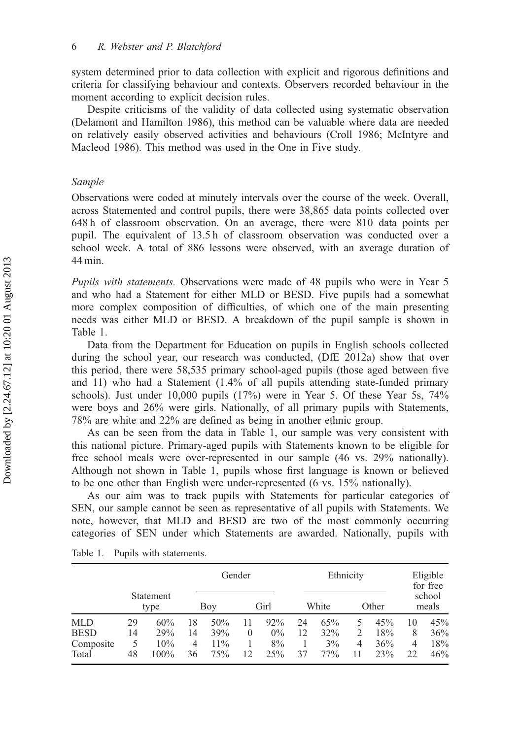system determined prior to data collection with explicit and rigorous definitions and criteria for classifying behaviour and contexts. Observers recorded behaviour in the moment according to explicit decision rules.

Despite criticisms of the validity of data collected using systematic observation (Delamont and Hamilton 1986), this method can be valuable where data are needed on relatively easily observed activities and behaviours (Croll 1986; McIntyre and Macleod 1986). This method was used in the One in Five study.

### *Sample*

Observations were coded at minutely intervals over the course of the week. Overall, across Statemented and control pupils, there were 38,865 data points collected over 648 h of classroom observation. On an average, there were 810 data points per pupil. The equivalent of 13.5 h of classroom observation was conducted over a school week. A total of 886 lessons were observed, with an average duration of 44 min.

*Pupils with statements.* Observations were made of 48 pupils who were in Year 5 and who had a Statement for either MLD or BESD. Five pupils had a somewhat more complex composition of difficulties, of which one of the main presenting needs was either MLD or BESD. A breakdown of the pupil sample is shown in Table 1.

Data from the Department for Education on pupils in English schools collected during the school year, our research was conducted, (DfE 2012a) show that over this period, there were 58,535 primary school-aged pupils (those aged between five and 11) who had a Statement (1.4% of all pupils attending state-funded primary schools). Just under 10,000 pupils (17%) were in Year 5. Of these Year 5s, 74% were boys and 26% were girls. Nationally, of all primary pupils with Statements, 78% are white and 22% are defined as being in another ethnic group.

As can be seen from the data in Table 1, our sample was very consistent with this national picture. Primary-aged pupils with Statements known to be eligible for free school meals were over-represented in our sample (46 vs. 29% nationally). Although not shown in Table 1, pupils whose first language is known or believed to be one other than English were under-represented (6 vs. 15% nationally).

As our aim was to track pupils with Statements for particular categories of SEN, our sample cannot be seen as representative of all pupils with Statements. We note, however, that MLD and BESD are two of the most commonly occurring categories of SEN under which Statements are awarded. Nationally, pupils with

Table 1. Pupils with statements.

| | Statement type | | Gender | | | | Ethnicity | | | | Eligible for free school meals | |
|---|---|---|---|---|---|---|---|---|---|---|---|---|
| | | | Boy | | Girl | | White | | Other | | | |
| MLD | 29 | 60% | 18 | 50% | 11 | 92% | 24 | 65% | 5 | 45% | 10 | 45% |
| BESD | 14 | 29% | 14 | 39% | 0 | 0% | 12 | 32% | 2 | 18% | 8 | 36% |
| Composite | 5 | 10% | 4 | 11% | 1 | 8% | 1 | 3% | 4 | 36% | 4 | 18% |
| Total | 48 | 100% | 36 | 75% | 12 | 25% | 37 | 77% | 11 | 23% | 22 | 46% |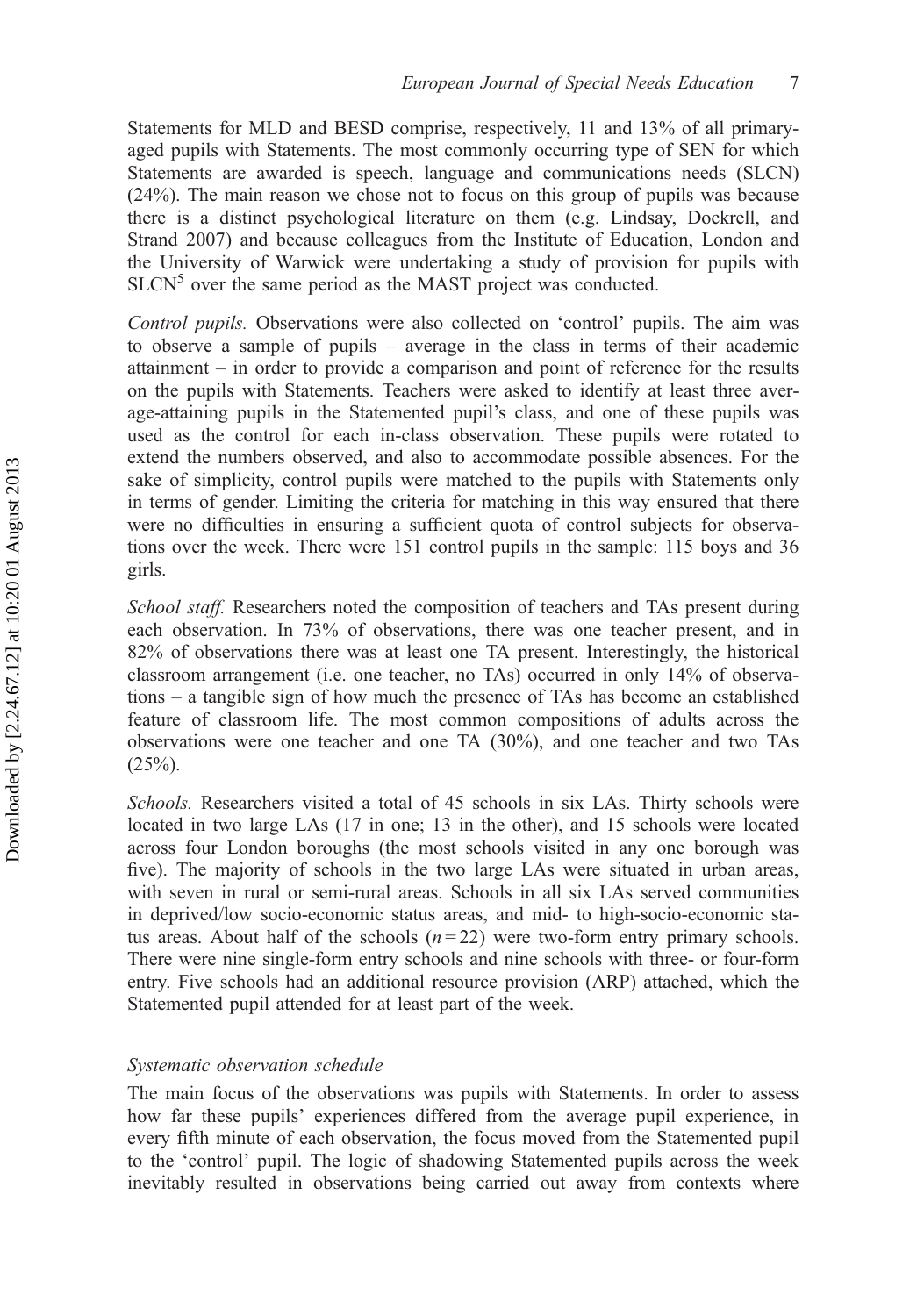Statements for MLD and BESD comprise, respectively, 11 and 13% of all primary-aged pupils with Statements. The most commonly occurring type of SEN for which Statements are awarded is speech, language and communications needs (SLCN) (24%). The main reason we chose not to focus on this group of pupils was because there is a distinct psychological literature on them (e.g. Lindsay, Dockrell, and Strand 2007) and because colleagues from the Institute of Education, London and the University of Warwick were undertaking a study of provision for pupils with SLCN[5] over the same period as the MAST project was conducted.

*Control pupils.* Observations were also collected on 'control' pupils. The aim was to observe a sample of pupils – average in the class in terms of their academic attainment – in order to provide a comparison and point of reference for the results on the pupils with Statements. Teachers were asked to identify at least three average-attaining pupils in the Statemented pupil's class, and one of these pupils was used as the control for each in-class observation. These pupils were rotated to extend the numbers observed, and also to accommodate possible absences. For the sake of simplicity, control pupils were matched to the pupils with Statements only in terms of gender. Limiting the criteria for matching in this way ensured that there were no difficulties in ensuring a sufficient quota of control subjects for observations over the week. There were 151 control pupils in the sample: 115 boys and 36 girls.

*School staff.* Researchers noted the composition of teachers and TAs present during each observation. In 73% of observations, there was one teacher present, and in 82% of observations there was at least one TA present. Interestingly, the historical classroom arrangement (i.e. one teacher, no TAs) occurred in only 14% of observations – a tangible sign of how much the presence of TAs has become an established feature of classroom life. The most common compositions of adults across the observations were one teacher and one TA (30%), and one teacher and two TAs (25%).

*Schools.* Researchers visited a total of 45 schools in six LAs. Thirty schools were located in two large LAs (17 in one; 13 in the other), and 15 schools were located across four London boroughs (the most schools visited in any one borough was five). The majority of schools in the two large LAs were situated in urban areas, with seven in rural or semi-rural areas. Schools in all six LAs served communities in deprived/low socio-economic status areas, and mid- to high-socio-economic status areas. About half of the schools ($n = 22$) were two-form entry primary schools. There were nine single-form entry schools and nine schools with three- or four-form entry. Five schools had an additional resource provision (ARP) attached, which the Statemented pupil attended for at least part of the week.

### *Systematic observation schedule*

The main focus of the observations was pupils with Statements. In order to assess how far these pupils' experiences differed from the average pupil experience, in every fifth minute of each observation, the focus moved from the Statemented pupil to the 'control' pupil. The logic of shadowing Statemented pupils across the week inevitably resulted in observations being carried out away from contexts where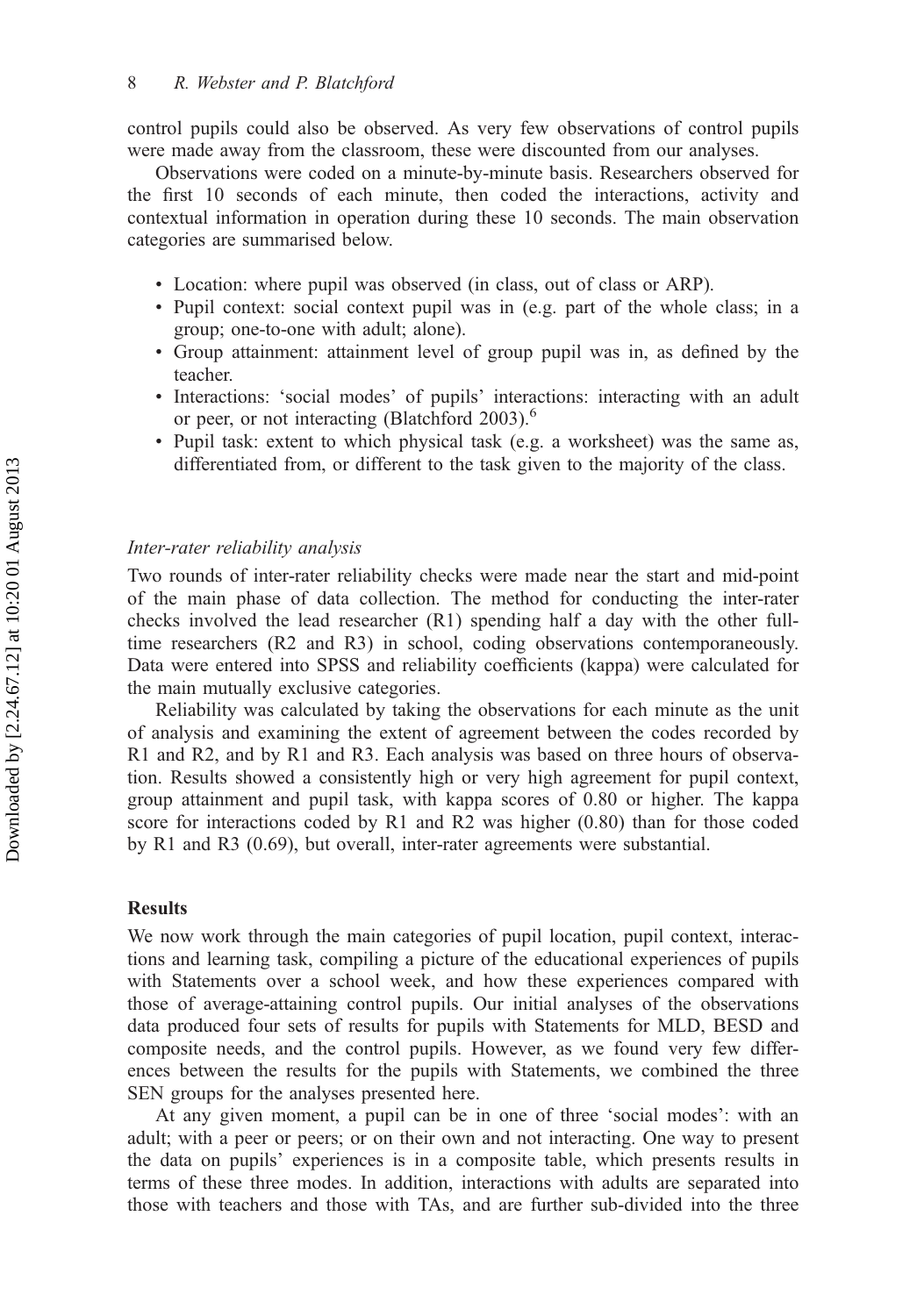control pupils could also be observed. As very few observations of control pupils were made away from the classroom, these were discounted from our analyses.

Observations were coded on a minute-by-minute basis. Researchers observed for the first 10 seconds of each minute, then coded the interactions, activity and contextual information in operation during these 10 seconds. The main observation categories are summarised below.

- Location: where pupil was observed (in class, out of class or ARP).
- Pupil context: social context pupil was in (e.g. part of the whole class; in a group; one-to-one with adult; alone).
- Group attainment: attainment level of group pupil was in, as defined by the teacher.
- Interactions: 'social modes' of pupils' interactions: interacting with an adult or peer, or not interacting (Blatchford 2003).[6]
- Pupil task: extent to which physical task (e.g. a worksheet) was the same as, differentiated from, or different to the task given to the majority of the class.

*Inter-rater reliability analysis*

Two rounds of inter-rater reliability checks were made near the start and mid-point of the main phase of data collection. The method for conducting the inter-rater checks involved the lead researcher (R1) spending half a day with the other full-time researchers (R2 and R3) in school, coding observations contemporaneously. Data were entered into SPSS and reliability coefficients (kappa) were calculated for the main mutually exclusive categories.

Reliability was calculated by taking the observations for each minute as the unit of analysis and examining the extent of agreement between the codes recorded by R1 and R2, and by R1 and R3. Each analysis was based on three hours of observation. Results showed a consistently high or very high agreement for pupil context, group attainment and pupil task, with kappa scores of 0.80 or higher. The kappa score for interactions coded by R1 and R2 was higher (0.80) than for those coded by R1 and R3 (0.69), but overall, inter-rater agreements were substantial.

## Results

We now work through the main categories of pupil location, pupil context, interactions and learning task, compiling a picture of the educational experiences of pupils with Statements over a school week, and how these experiences compared with those of average-attaining control pupils. Our initial analyses of the observations data produced four sets of results for pupils with Statements for MLD, BESD and composite needs, and the control pupils. However, as we found very few differences between the results for the pupils with Statements, we combined the three SEN groups for the analyses presented here.

At any given moment, a pupil can be in one of three 'social modes': with an adult; with a peer or peers; or on their own and not interacting. One way to present the data on pupils' experiences is in a composite table, which presents results in terms of these three modes. In addition, interactions with adults are separated into those with teachers and those with TAs, and are further sub-divided into the three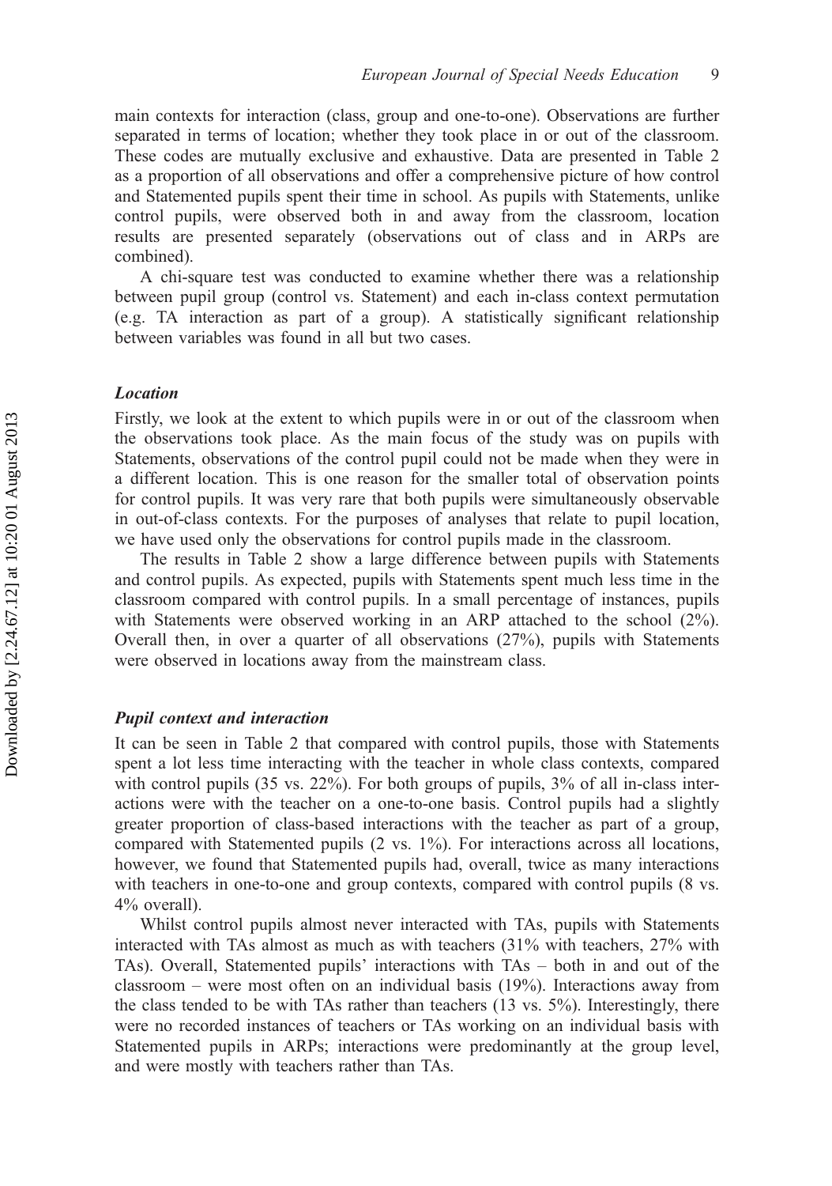main contexts for interaction (class, group and one-to-one). Observations are further separated in terms of location; whether they took place in or out of the classroom. These codes are mutually exclusive and exhaustive. Data are presented in Table 2 as a proportion of all observations and offer a comprehensive picture of how control and Statemented pupils spent their time in school. As pupils with Statements, unlike control pupils, were observed both in and away from the classroom, location results are presented separately (observations out of class and in ARPs are combined).

A chi-square test was conducted to examine whether there was a relationship between pupil group (control vs. Statement) and each in-class context permutation (e.g. TA interaction as part of a group). A statistically significant relationship between variables was found in all but two cases.

### *Location*

Firstly, we look at the extent to which pupils were in or out of the classroom when the observations took place. As the main focus of the study was on pupils with Statements, observations of the control pupil could not be made when they were in a different location. This is one reason for the smaller total of observation points for control pupils. It was very rare that both pupils were simultaneously observable in out-of-class contexts. For the purposes of analyses that relate to pupil location, we have used only the observations for control pupils made in the classroom.

The results in Table 2 show a large difference between pupils with Statements and control pupils. As expected, pupils with Statements spent much less time in the classroom compared with control pupils. In a small percentage of instances, pupils with Statements were observed working in an ARP attached to the school (2%). Overall then, in over a quarter of all observations (27%), pupils with Statements were observed in locations away from the mainstream class.

### *Pupil context and interaction*

It can be seen in Table 2 that compared with control pupils, those with Statements spent a lot less time interacting with the teacher in whole class contexts, compared with control pupils (35 vs. 22%). For both groups of pupils, 3% of all in-class interactions were with the teacher on a one-to-one basis. Control pupils had a slightly greater proportion of class-based interactions with the teacher as part of a group, compared with Statemented pupils (2 vs. 1%). For interactions across all locations, however, we found that Statemented pupils had, overall, twice as many interactions with teachers in one-to-one and group contexts, compared with control pupils (8 vs. 4% overall).

Whilst control pupils almost never interacted with TAs, pupils with Statements interacted with TAs almost as much as with teachers (31% with teachers, 27% with TAs). Overall, Statemented pupils' interactions with TAs – both in and out of the classroom – were most often on an individual basis (19%). Interactions away from the class tended to be with TAs rather than teachers (13 vs. 5%). Interestingly, there were no recorded instances of teachers or TAs working on an individual basis with Statemented pupils in ARPs; interactions were predominantly at the group level, and were mostly with teachers rather than TAs.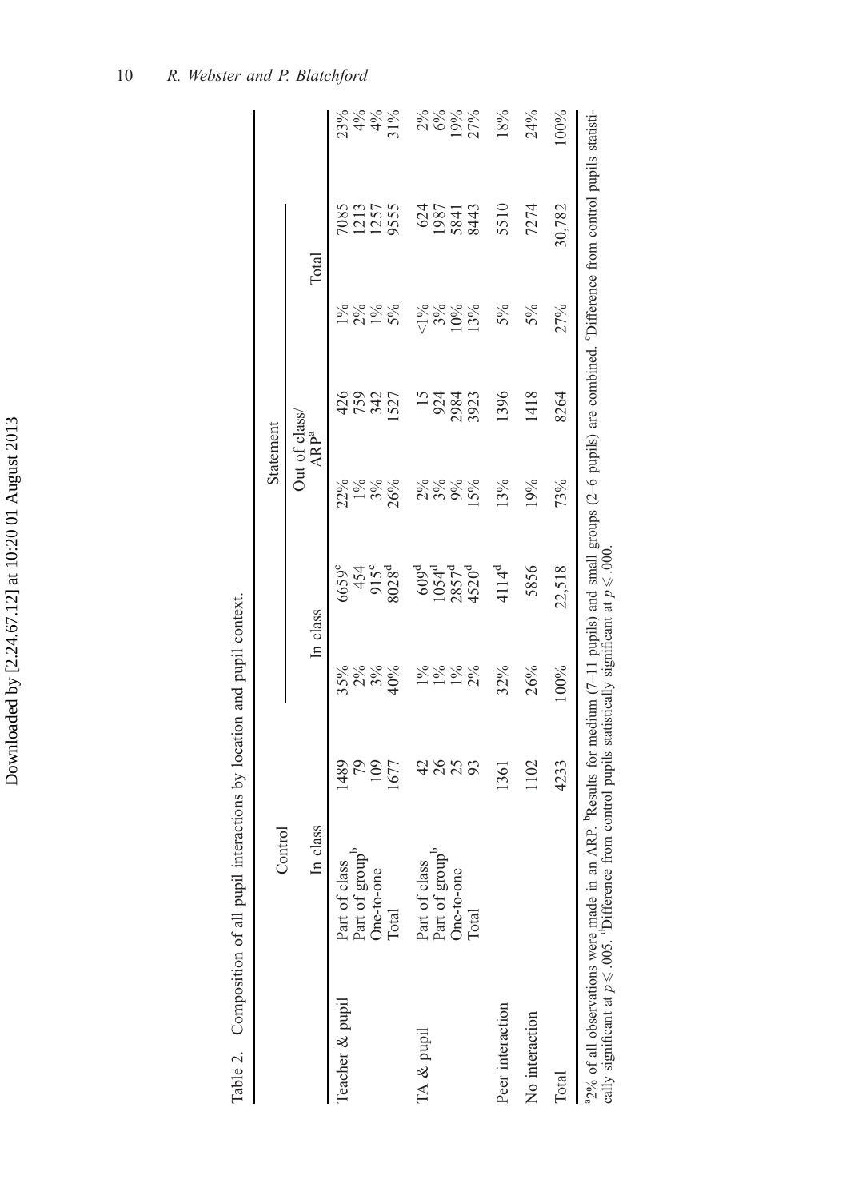Table 2. Composition of all pupil interactions by location and pupil context.

| | Control | | | Statement | | | | | |
|---|---|---|---|---|---|---|---|---|---|
| | In class | | | In class | | Out of class/ ARP[a] | | Total | |
| Teacher & pupil | Part of class | 1489 | 35% | 6659[c] | 22% | 426 | 1% | 7085 | 23% |
| | Part of group[b] | 79 | 2% | 454 | 1% | 759 | 2% | 1213 | 4% |
| | One-to-one | 109 | 3% | 915[c] | 3% | 342 | 1% | 1257 | 4% |
| | Total | 1677 | 40% | 8028[d] | 26% | 1527 | 5% | 9555 | 31% |
| TA & pupil | Part of class | 42 | 1% | 609[d] | 2% | 15 | <1% | 624 | 2% |
| | Part of group[b] | 26 | 1% | 1054[d] | 3% | 924 | 3% | 1987 | 6% |
| | One-to-one | 25 | 1% | 2857[d] | 9% | 2984 | 10% | 5841 | 19% |
| | Total | 93 | 2% | 4520[d] | 15% | 3923 | 13% | 8443 | 27% |
| Peer interaction | | 1361 | 32% | 4114[d] | 13% | 1396 | 5% | 5510 | 18% |
| No interaction | | 1102 | 26% | 5856 | 19% | 1418 | 5% | 7274 | 24% |
| Total | | 4233 | 100% | 22,518 | 73% | 8264 | 27% | 30,782 | 100% |

[a]2% of all observations were made in an ARP. [b]Results for medium (7–11 pupils) and small groups (2–6 pupils) are combined. [c]Difference from control pupils statistically significant at $p \leqslant .005$. [d]Difference from control pupils statistically significant at $p \leqslant .000$.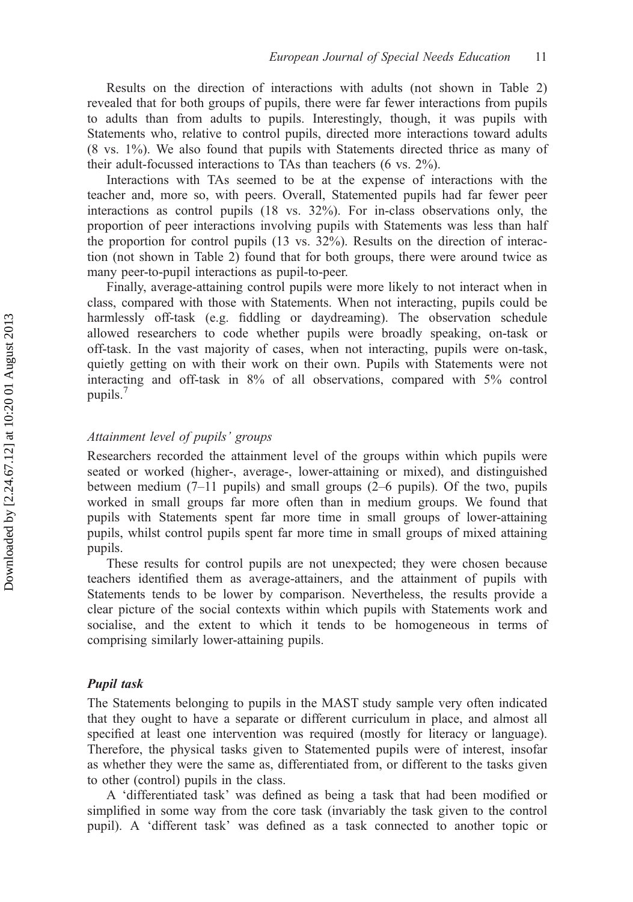Results on the direction of interactions with adults (not shown in Table 2) revealed that for both groups of pupils, there were far fewer interactions from pupils to adults than from adults to pupils. Interestingly, though, it was pupils with Statements who, relative to control pupils, directed more interactions toward adults (8 vs. 1%). We also found that pupils with Statements directed thrice as many of their adult-focussed interactions to TAs than teachers (6 vs. 2%).

Interactions with TAs seemed to be at the expense of interactions with the teacher and, more so, with peers. Overall, Statemented pupils had far fewer peer interactions as control pupils (18 vs. 32%). For in-class observations only, the proportion of peer interactions involving pupils with Statements was less than half the proportion for control pupils (13 vs. 32%). Results on the direction of interaction (not shown in Table 2) found that for both groups, there were around twice as many peer-to-pupil interactions as pupil-to-peer.

Finally, average-attaining control pupils were more likely to not interact when in class, compared with those with Statements. When not interacting, pupils could be harmlessly off-task (e.g. fiddling or daydreaming). The observation schedule allowed researchers to code whether pupils were broadly speaking, on-task or off-task. In the vast majority of cases, when not interacting, pupils were on-task, quietly getting on with their work on their own. Pupils with Statements were not interacting and off-task in 8% of all observations, compared with 5% control pupils.[7]

### *Attainment level of pupils' groups*

Researchers recorded the attainment level of the groups within which pupils were seated or worked (higher-, average-, lower-attaining or mixed), and distinguished between medium (7–11 pupils) and small groups (2–6 pupils). Of the two, pupils worked in small groups far more often than in medium groups. We found that pupils with Statements spent far more time in small groups of lower-attaining pupils, whilst control pupils spent far more time in small groups of mixed attaining pupils.

These results for control pupils are not unexpected; they were chosen because teachers identified them as average-attainers, and the attainment of pupils with Statements tends to be lower by comparison. Nevertheless, the results provide a clear picture of the social contexts within which pupils with Statements work and socialise, and the extent to which it tends to be homogeneous in terms of comprising similarly lower-attaining pupils.

### ***Pupil task***

The Statements belonging to pupils in the MAST study sample very often indicated that they ought to have a separate or different curriculum in place, and almost all specified at least one intervention was required (mostly for literacy or language). Therefore, the physical tasks given to Statemented pupils were of interest, insofar as whether they were the same as, differentiated from, or different to the tasks given to other (control) pupils in the class.

A 'differentiated task' was defined as being a task that had been modified or simplified in some way from the core task (invariably the task given to the control pupil). A 'different task' was defined as a task connected to another topic or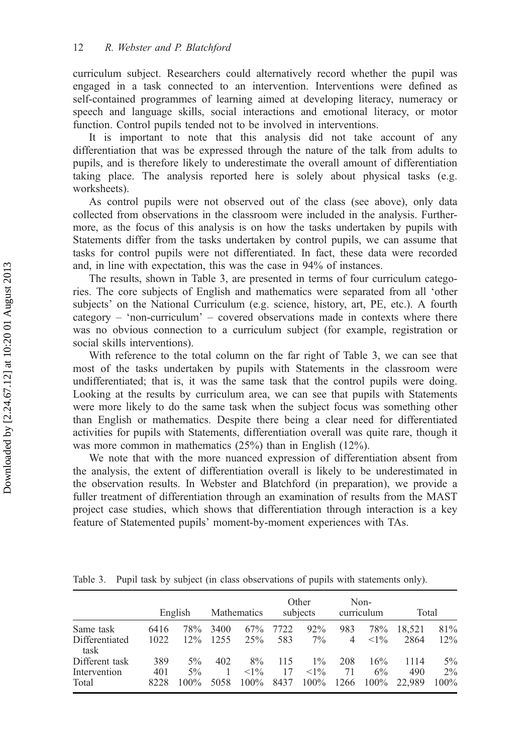curriculum subject. Researchers could alternatively record whether the pupil was engaged in a task connected to an intervention. Interventions were defined as self-contained programmes of learning aimed at developing literacy, numeracy or speech and language skills, social interactions and emotional literacy, or motor function. Control pupils tended not to be involved in interventions.

It is important to note that this analysis did not take account of any differentiation that was be expressed through the nature of the talk from adults to pupils, and is therefore likely to underestimate the overall amount of differentiation taking place. The analysis reported here is solely about physical tasks (e.g. worksheets).

As control pupils were not observed out of the class (see above), only data collected from observations in the classroom were included in the analysis. Furthermore, as the focus of this analysis is on how the tasks undertaken by pupils with Statements differ from the tasks undertaken by control pupils, we can assume that tasks for control pupils were not differentiated. In fact, these data were recorded and, in line with expectation, this was the case in 94% of instances.

The results, shown in Table 3, are presented in terms of four curriculum categories. The core subjects of English and mathematics were separated from all 'other subjects' on the National Curriculum (e.g. science, history, art, PE, etc.). A fourth category – 'non-curriculum' – covered observations made in contexts where there was no obvious connection to a curriculum subject (for example, registration or social skills interventions).

With reference to the total column on the far right of Table 3, we can see that most of the tasks undertaken by pupils with Statements in the classroom were undifferentiated; that is, it was the same task that the control pupils were doing. Looking at the results by curriculum area, we can see that pupils with Statements were more likely to do the same task when the subject focus was something other than English or mathematics. Despite there being a clear need for differentiated activities for pupils with Statements, differentiation overall was quite rare, though it was more common in mathematics (25%) than in English (12%).

We note that with the more nuanced expression of differentiation absent from the analysis, the extent of differentiation overall is likely to be underestimated in the observation results. In Webster and Blatchford (in preparation), we provide a fuller treatment of differentiation through an examination of results from the MAST project case studies, which shows that differentiation through interaction is a key feature of Statemented pupils' moment-by-moment experiences with TAs.

Table 3. Pupil task by subject (in class observations of pupils with statements only).

| | English | | Mathematics | | Other subjects | | Non-curriculum | | Total | |
|---|---|---|---|---|---|---|---|---|---|---|
| Same task | 6416 | 78% | 3400 | 67% | 7722 | 92% | 983 | 78% | 18,521 | 81% |
| Differentiated task | 1022 | 12% | 1255 | 25% | 583 | 7% | 4 | <1% | 2864 | 12% |
| Different task | 389 | 5% | 402 | 8% | 115 | 1% | 208 | 16% | 1114 | 5% |
| Intervention | 401 | 5% | 1 | <1% | 17 | <1% | 71 | 6% | 490 | 2% |
| Total | 8228 | 100% | 5058 | 100% | 8437 | 100% | 1266 | 100% | 22,989 | 100% |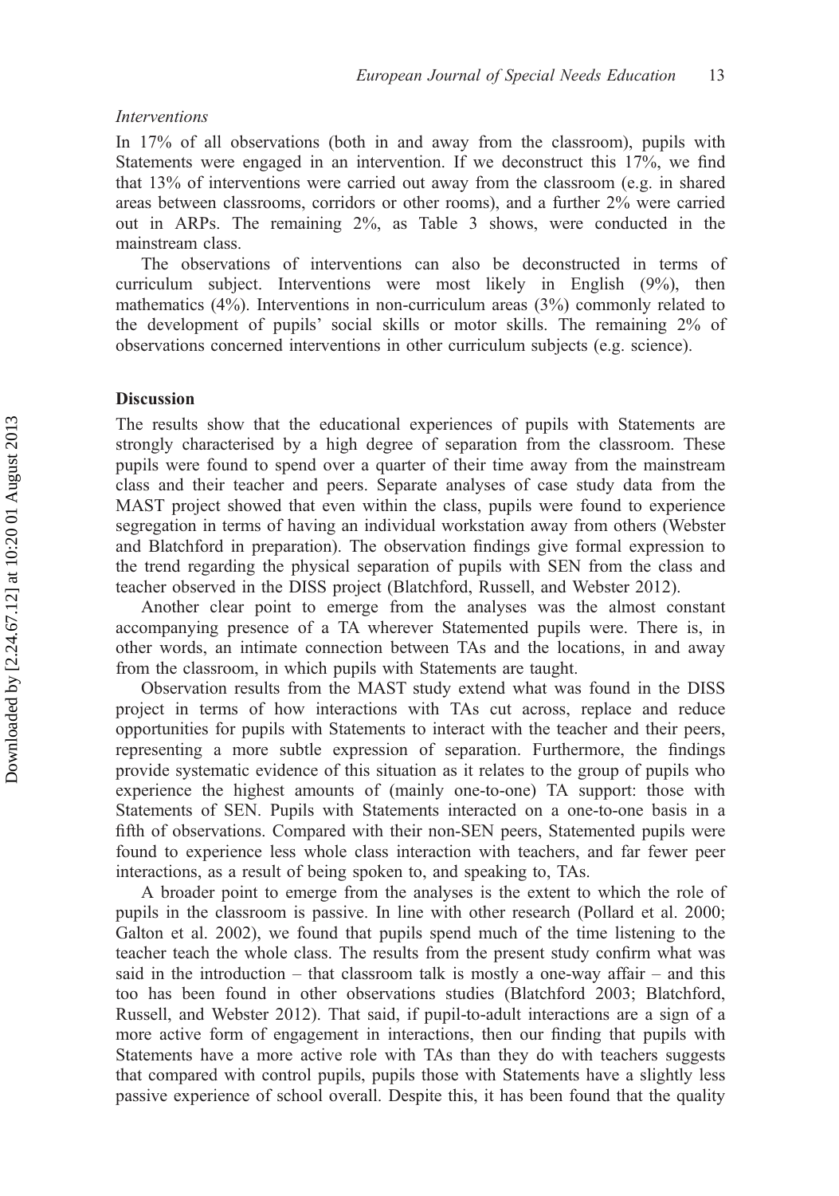*Interventions*

In 17% of all observations (both in and away from the classroom), pupils with Statements were engaged in an intervention. If we deconstruct this 17%, we find that 13% of interventions were carried out away from the classroom (e.g. in shared areas between classrooms, corridors or other rooms), and a further 2% were carried out in ARPs. The remaining 2%, as Table 3 shows, were conducted in the mainstream class.

The observations of interventions can also be deconstructed in terms of curriculum subject. Interventions were most likely in English (9%), then mathematics (4%). Interventions in non-curriculum areas (3%) commonly related to the development of pupils' social skills or motor skills. The remaining 2% of observations concerned interventions in other curriculum subjects (e.g. science).

## Discussion

The results show that the educational experiences of pupils with Statements are strongly characterised by a high degree of separation from the classroom. These pupils were found to spend over a quarter of their time away from the mainstream class and their teacher and peers. Separate analyses of case study data from the MAST project showed that even within the class, pupils were found to experience segregation in terms of having an individual workstation away from others (Webster and Blatchford in preparation). The observation findings give formal expression to the trend regarding the physical separation of pupils with SEN from the class and teacher observed in the DISS project (Blatchford, Russell, and Webster 2012).

Another clear point to emerge from the analyses was the almost constant accompanying presence of a TA wherever Statemented pupils were. There is, in other words, an intimate connection between TAs and the locations, in and away from the classroom, in which pupils with Statements are taught.

Observation results from the MAST study extend what was found in the DISS project in terms of how interactions with TAs cut across, replace and reduce opportunities for pupils with Statements to interact with the teacher and their peers, representing a more subtle expression of separation. Furthermore, the findings provide systematic evidence of this situation as it relates to the group of pupils who experience the highest amounts of (mainly one-to-one) TA support: those with Statements of SEN. Pupils with Statements interacted on a one-to-one basis in a fifth of observations. Compared with their non-SEN peers, Statemented pupils were found to experience less whole class interaction with teachers, and far fewer peer interactions, as a result of being spoken to, and speaking to, TAs.

A broader point to emerge from the analyses is the extent to which the role of pupils in the classroom is passive. In line with other research (Pollard et al. 2000; Galton et al. 2002), we found that pupils spend much of the time listening to the teacher teach the whole class. The results from the present study confirm what was said in the introduction – that classroom talk is mostly a one-way affair – and this too has been found in other observations studies (Blatchford 2003; Blatchford, Russell, and Webster 2012). That said, if pupil-to-adult interactions are a sign of a more active form of engagement in interactions, then our finding that pupils with Statements have a more active role with TAs than they do with teachers suggests that compared with control pupils, pupils those with Statements have a slightly less passive experience of school overall. Despite this, it has been found that the quality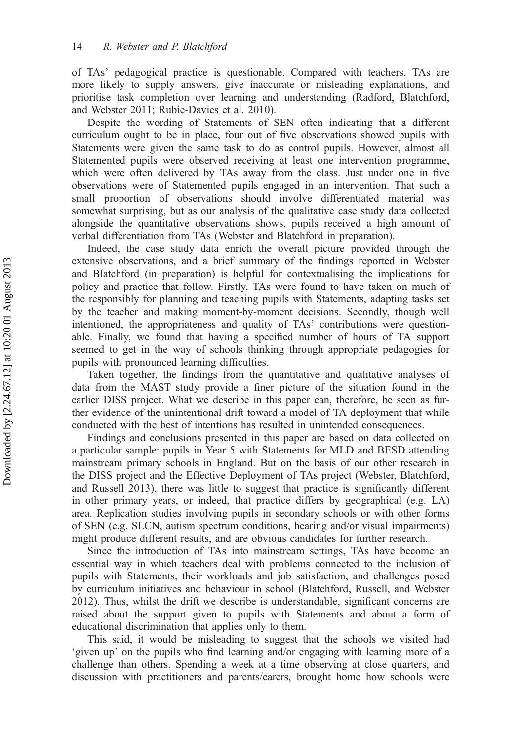of TAs' pedagogical practice is questionable. Compared with teachers, TAs are more likely to supply answers, give inaccurate or misleading explanations, and prioritise task completion over learning and understanding (Radford, Blatchford, and Webster 2011; Rubie-Davies et al. 2010).

Despite the wording of Statements of SEN often indicating that a different curriculum ought to be in place, four out of five observations showed pupils with Statements were given the same task to do as control pupils. However, almost all Statemented pupils were observed receiving at least one intervention programme, which were often delivered by TAs away from the class. Just under one in five observations were of Statemented pupils engaged in an intervention. That such a small proportion of observations should involve differentiated material was somewhat surprising, but as our analysis of the qualitative case study data collected alongside the quantitative observations shows, pupils received a high amount of verbal differentiation from TAs (Webster and Blatchford in preparation).

Indeed, the case study data enrich the overall picture provided through the extensive observations, and a brief summary of the findings reported in Webster and Blatchford (in preparation) is helpful for contextualising the implications for policy and practice that follow. Firstly, TAs were found to have taken on much of the responsibly for planning and teaching pupils with Statements, adapting tasks set by the teacher and making moment-by-moment decisions. Secondly, though well intentioned, the appropriateness and quality of TAs' contributions were questionable. Finally, we found that having a specified number of hours of TA support seemed to get in the way of schools thinking through appropriate pedagogies for pupils with pronounced learning difficulties.

Taken together, the findings from the quantitative and qualitative analyses of data from the MAST study provide a finer picture of the situation found in the earlier DISS project. What we describe in this paper can, therefore, be seen as further evidence of the unintentional drift toward a model of TA deployment that while conducted with the best of intentions has resulted in unintended consequences.

Findings and conclusions presented in this paper are based on data collected on a particular sample: pupils in Year 5 with Statements for MLD and BESD attending mainstream primary schools in England. But on the basis of our other research in the DISS project and the Effective Deployment of TAs project (Webster, Blatchford, and Russell 2013), there was little to suggest that practice is significantly different in other primary years, or indeed, that practice differs by geographical (e.g. LA) area. Replication studies involving pupils in secondary schools or with other forms of SEN (e.g. SLCN, autism spectrum conditions, hearing and/or visual impairments) might produce different results, and are obvious candidates for further research.

Since the introduction of TAs into mainstream settings, TAs have become an essential way in which teachers deal with problems connected to the inclusion of pupils with Statements, their workloads and job satisfaction, and challenges posed by curriculum initiatives and behaviour in school (Blatchford, Russell, and Webster 2012). Thus, whilst the drift we describe is understandable, significant concerns are raised about the support given to pupils with Statements and about a form of educational discrimination that applies only to them.

This said, it would be misleading to suggest that the schools we visited had 'given up' on the pupils who find learning and/or engaging with learning more of a challenge than others. Spending a week at a time observing at close quarters, and discussion with practitioners and parents/carers, brought home how schools were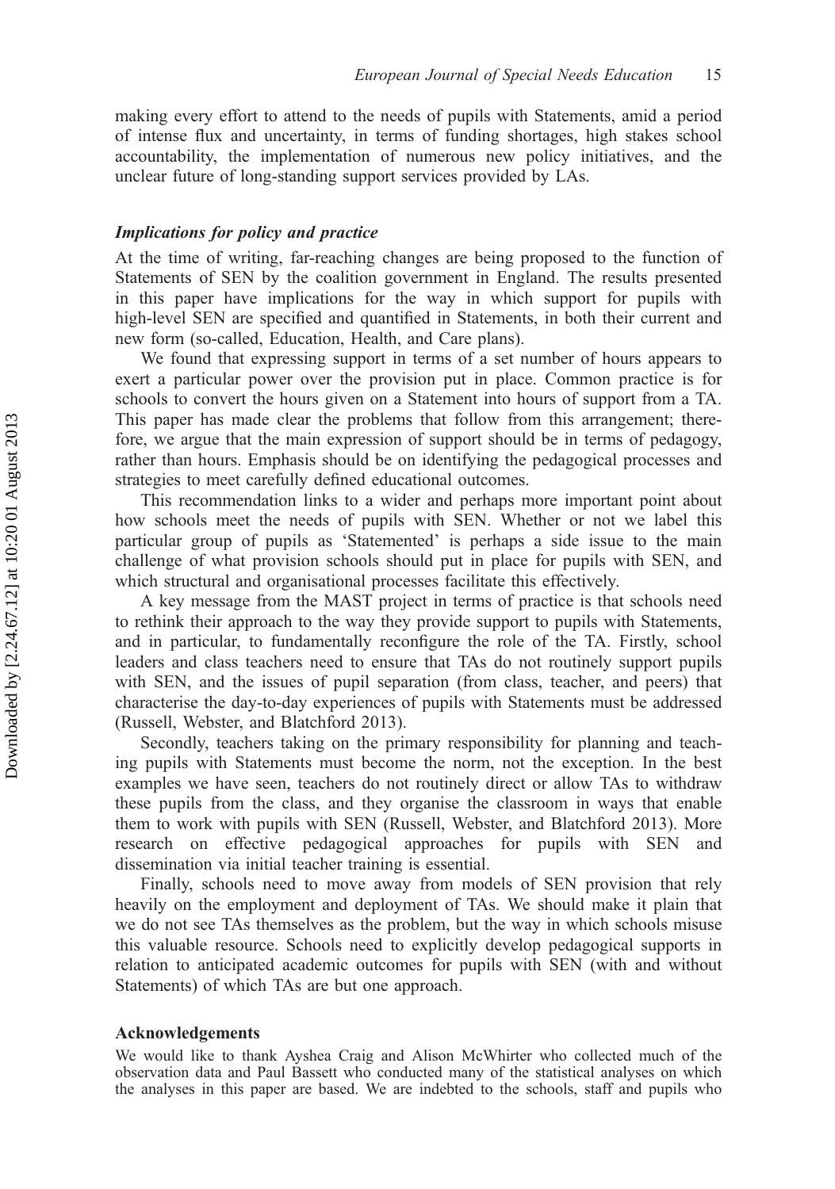making every effort to attend to the needs of pupils with Statements, amid a period of intense flux and uncertainty, in terms of funding shortages, high stakes school accountability, the implementation of numerous new policy initiatives, and the unclear future of long-standing support services provided by LAs.

### *Implications for policy and practice*

At the time of writing, far-reaching changes are being proposed to the function of Statements of SEN by the coalition government in England. The results presented in this paper have implications for the way in which support for pupils with high-level SEN are specified and quantified in Statements, in both their current and new form (so-called, Education, Health, and Care plans).

We found that expressing support in terms of a set number of hours appears to exert a particular power over the provision put in place. Common practice is for schools to convert the hours given on a Statement into hours of support from a TA. This paper has made clear the problems that follow from this arrangement; therefore, we argue that the main expression of support should be in terms of pedagogy, rather than hours. Emphasis should be on identifying the pedagogical processes and strategies to meet carefully defined educational outcomes.

This recommendation links to a wider and perhaps more important point about how schools meet the needs of pupils with SEN. Whether or not we label this particular group of pupils as 'Statemented' is perhaps a side issue to the main challenge of what provision schools should put in place for pupils with SEN, and which structural and organisational processes facilitate this effectively.

A key message from the MAST project in terms of practice is that schools need to rethink their approach to the way they provide support to pupils with Statements, and in particular, to fundamentally reconfigure the role of the TA. Firstly, school leaders and class teachers need to ensure that TAs do not routinely support pupils with SEN, and the issues of pupil separation (from class, teacher, and peers) that characterise the day-to-day experiences of pupils with Statements must be addressed (Russell, Webster, and Blatchford 2013).

Secondly, teachers taking on the primary responsibility for planning and teaching pupils with Statements must become the norm, not the exception. In the best examples we have seen, teachers do not routinely direct or allow TAs to withdraw these pupils from the class, and they organise the classroom in ways that enable them to work with pupils with SEN (Russell, Webster, and Blatchford 2013). More research on effective pedagogical approaches for pupils with SEN and dissemination via initial teacher training is essential.

Finally, schools need to move away from models of SEN provision that rely heavily on the employment and deployment of TAs. We should make it plain that we do not see TAs themselves as the problem, but the way in which schools misuse this valuable resource. Schools need to explicitly develop pedagogical supports in relation to anticipated academic outcomes for pupils with SEN (with and without Statements) of which TAs are but one approach.

### Acknowledgements

We would like to thank Ayshea Craig and Alison McWhirter who collected much of the observation data and Paul Bassett who conducted many of the statistical analyses on which the analyses in this paper are based. We are indebted to the schools, staff and pupils who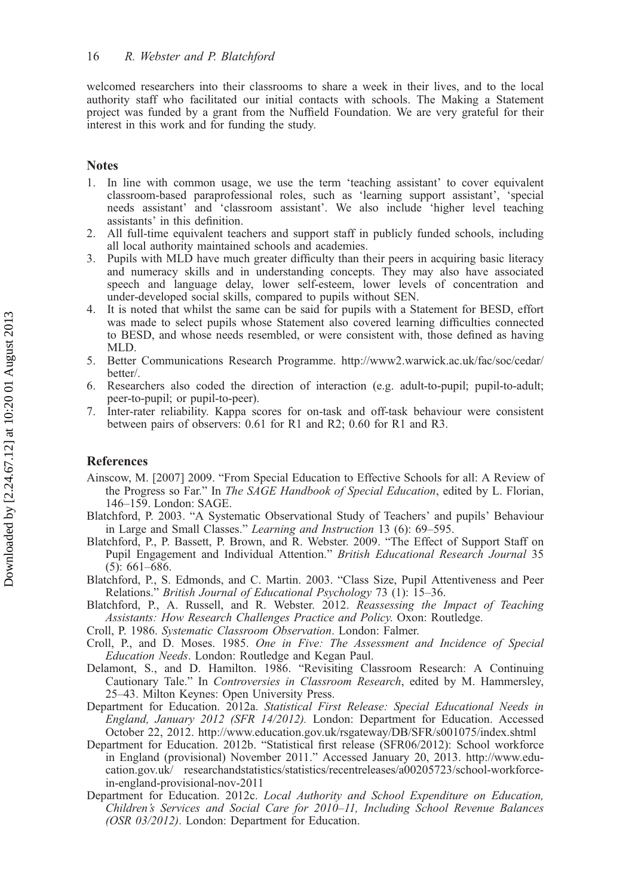welcomed researchers into their classrooms to share a week in their lives, and to the local authority staff who facilitated our initial contacts with schools. The Making a Statement project was funded by a grant from the Nuffield Foundation. We are very grateful for their interest in this work and for funding the study.

## Notes

1. In line with common usage, we use the term 'teaching assistant' to cover equivalent classroom-based paraprofessional roles, such as 'learning support assistant', 'special needs assistant' and 'classroom assistant'. We also include 'higher level teaching assistants' in this definition.
2. All full-time equivalent teachers and support staff in publicly funded schools, including all local authority maintained schools and academies.
3. Pupils with MLD have much greater difficulty than their peers in acquiring basic literacy and numeracy skills and in understanding concepts. They may also have associated speech and language delay, lower self-esteem, lower levels of concentration and under-developed social skills, compared to pupils without SEN.
4. It is noted that whilst the same can be said for pupils with a Statement for BESD, effort was made to select pupils whose Statement also covered learning difficulties connected to BESD, and whose needs resembled, or were consistent with, those defined as having MLD.
5. Better Communications Research Programme. http://www2.warwick.ac.uk/fac/soc/cedar/better/.
6. Researchers also coded the direction of interaction (e.g. adult-to-pupil; pupil-to-adult; peer-to-pupil; or pupil-to-peer).
7. Inter-rater reliability. Kappa scores for on-task and off-task behaviour were consistent between pairs of observers: 0.61 for R1 and R2; 0.60 for R1 and R3.

## References

Ainscow, M. [2007] 2009. "From Special Education to Effective Schools for all: A Review of the Progress so Far." In *The SAGE Handbook of Special Education*, edited by L. Florian, 146–159. London: SAGE.

Blatchford, P. 2003. "A Systematic Observational Study of Teachers' and pupils' Behaviour in Large and Small Classes." *Learning and Instruction* 13 (6): 69–595.

Blatchford, P., P. Bassett, P. Brown, and R. Webster. 2009. "The Effect of Support Staff on Pupil Engagement and Individual Attention." *British Educational Research Journal* 35 (5): 661–686.

Blatchford, P., S. Edmonds, and C. Martin. 2003. "Class Size, Pupil Attentiveness and Peer Relations." *British Journal of Educational Psychology* 73 (1): 15–36.

Blatchford, P., A. Russell, and R. Webster. 2012. *Reassessing the Impact of Teaching Assistants: How Research Challenges Practice and Policy*. Oxon: Routledge.

Croll, P. 1986. *Systematic Classroom Observation*. London: Falmer.

Croll, P., and D. Moses. 1985. *One in Five: The Assessment and Incidence of Special Education Needs*. London: Routledge and Kegan Paul.

Delamont, S., and D. Hamilton. 1986. "Revisiting Classroom Research: A Continuing Cautionary Tale." In *Controversies in Classroom Research*, edited by M. Hammersley, 25–43. Milton Keynes: Open University Press.

Department for Education. 2012a. *Statistical First Release: Special Educational Needs in England, January 2012 (SFR 14/2012).* London: Department for Education. Accessed October 22, 2012. http://www.education.gov.uk/rsgateway/DB/SFR/s001075/index.shtml

Department for Education. 2012b. "Statistical first release (SFR06/2012): School workforce in England (provisional) November 2011." Accessed January 20, 2013. http://www.education.gov.uk/ researchandstatistics/statistics/recentreleases/a00205723/school-workforce-in-england-provisional-nov-2011

Department for Education. 2012c. *Local Authority and School Expenditure on Education, Children's Services and Social Care for 2010–11, Including School Revenue Balances (OSR 03/2012)*. London: Department for Education.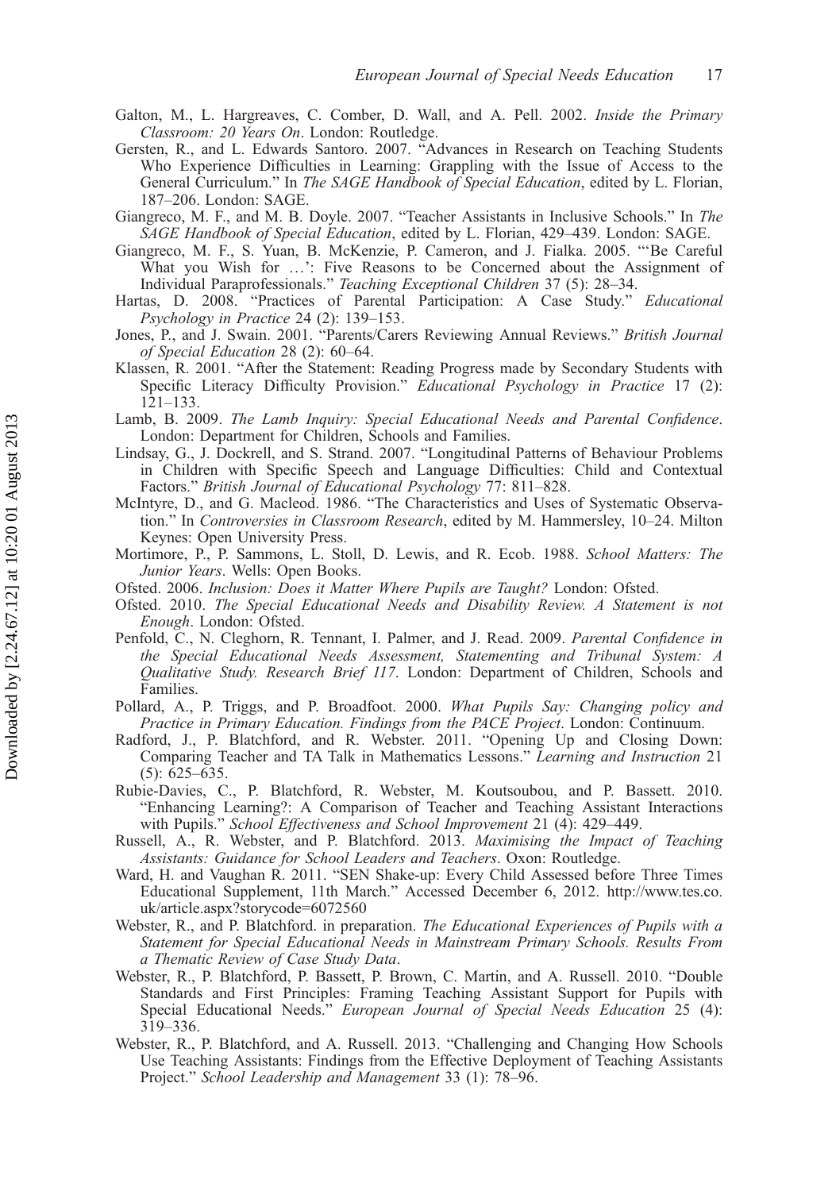Galton, M., L. Hargreaves, C. Comber, D. Wall, and A. Pell. 2002. *Inside the Primary Classroom: 20 Years On*. London: Routledge.

Gersten, R., and L. Edwards Santoro. 2007. "Advances in Research on Teaching Students Who Experience Difficulties in Learning: Grappling with the Issue of Access to the General Curriculum." In *The SAGE Handbook of Special Education*, edited by L. Florian, 187–206. London: SAGE.

Giangreco, M. F., and M. B. Doyle. 2007. "Teacher Assistants in Inclusive Schools." In *The SAGE Handbook of Special Education*, edited by L. Florian, 429–439. London: SAGE.

Giangreco, M. F., S. Yuan, B. McKenzie, P. Cameron, and J. Fialka. 2005. "'Be Careful What you Wish for …': Five Reasons to be Concerned about the Assignment of Individual Paraprofessionals." *Teaching Exceptional Children* 37 (5): 28–34.

Hartas, D. 2008. "Practices of Parental Participation: A Case Study." *Educational Psychology in Practice* 24 (2): 139–153.

Jones, P., and J. Swain. 2001. "Parents/Carers Reviewing Annual Reviews." *British Journal of Special Education* 28 (2): 60–64.

Klassen, R. 2001. "After the Statement: Reading Progress made by Secondary Students with Specific Literacy Difficulty Provision." *Educational Psychology in Practice* 17 (2): 121–133.

Lamb, B. 2009. *The Lamb Inquiry: Special Educational Needs and Parental Confidence*. London: Department for Children, Schools and Families.

Lindsay, G., J. Dockrell, and S. Strand. 2007. "Longitudinal Patterns of Behaviour Problems in Children with Specific Speech and Language Difficulties: Child and Contextual Factors." *British Journal of Educational Psychology* 77: 811–828.

McIntyre, D., and G. Macleod. 1986. "The Characteristics and Uses of Systematic Observation." In *Controversies in Classroom Research*, edited by M. Hammersley, 10–24. Milton Keynes: Open University Press.

Mortimore, P., P. Sammons, L. Stoll, D. Lewis, and R. Ecob. 1988. *School Matters: The Junior Years*. Wells: Open Books.

Ofsted. 2006. *Inclusion: Does it Matter Where Pupils are Taught?* London: Ofsted.

Ofsted. 2010. *The Special Educational Needs and Disability Review. A Statement is not Enough*. London: Ofsted.

Penfold, C., N. Cleghorn, R. Tennant, I. Palmer, and J. Read. 2009. *Parental Confidence in the Special Educational Needs Assessment, Statementing and Tribunal System: A Qualitative Study. Research Brief 117*. London: Department of Children, Schools and Families.

Pollard, A., P. Triggs, and P. Broadfoot. 2000. *What Pupils Say: Changing policy and Practice in Primary Education. Findings from the PACE Project*. London: Continuum.

Radford, J., P. Blatchford, and R. Webster. 2011. "Opening Up and Closing Down: Comparing Teacher and TA Talk in Mathematics Lessons." *Learning and Instruction* 21 (5): 625–635.

Rubie-Davies, C., P. Blatchford, R. Webster, M. Koutsoubou, and P. Bassett. 2010. "Enhancing Learning?: A Comparison of Teacher and Teaching Assistant Interactions with Pupils." *School Effectiveness and School Improvement* 21 (4): 429–449.

Russell, A., R. Webster, and P. Blatchford. 2013. *Maximising the Impact of Teaching Assistants: Guidance for School Leaders and Teachers*. Oxon: Routledge.

Ward, H. and Vaughan R. 2011. "SEN Shake-up: Every Child Assessed before Three Times Educational Supplement, 11th March." Accessed December 6, 2012. http://www.tes.co.uk/article.aspx?storycode=6072560

Webster, R., and P. Blatchford. in preparation. *The Educational Experiences of Pupils with a Statement for Special Educational Needs in Mainstream Primary Schools. Results From a Thematic Review of Case Study Data*.

Webster, R., P. Blatchford, P. Bassett, P. Brown, C. Martin, and A. Russell. 2010. "Double Standards and First Principles: Framing Teaching Assistant Support for Pupils with Special Educational Needs." *European Journal of Special Needs Education* 25 (4): 319–336.

Webster, R., P. Blatchford, and A. Russell. 2013. "Challenging and Changing How Schools Use Teaching Assistants: Findings from the Effective Deployment of Teaching Assistants Project." *School Leadership and Management* 33 (1): 78–96.